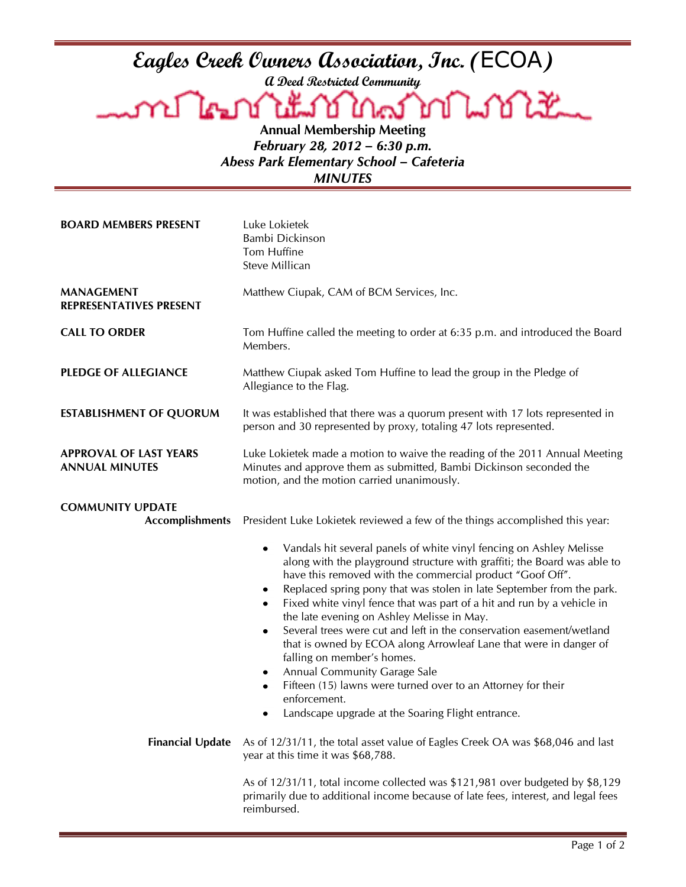# *Eagles Creek Owners Association, Inc. (ECOA)*

***A Deed Restricted Community***

**Annual Membership Meeting**

***February 28, 2012 – 6:30 p.m.***

***Abess Park Elementary School – Cafeteria***

***MINUTES***

**BOARD MEMBERS PRESENT**

Luke Lokietek
Bambi Dickinson
Tom Huffine
Steve Millican

**MANAGEMENT REPRESENTATIVES PRESENT**

Matthew Ciupak, CAM of BCM Services, Inc.

**CALL TO ORDER**

Tom Huffine called the meeting to order at 6:35 p.m. and introduced the Board Members.

**PLEDGE OF ALLEGIANCE**

Matthew Ciupak asked Tom Huffine to lead the group in the Pledge of Allegiance to the Flag.

**ESTABLISHMENT OF QUORUM**

It was established that there was a quorum present with 17 lots represented in person and 30 represented by proxy, totaling 47 lots represented.

**APPROVAL OF LAST YEARS ANNUAL MINUTES**

Luke Lokietek made a motion to waive the reading of the 2011 Annual Meeting Minutes and approve them as submitted, Bambi Dickinson seconded the motion, and the motion carried unanimously.

**COMMUNITY UPDATE**

**Accomplishments**

President Luke Lokietek reviewed a few of the things accomplished this year:

- Vandals hit several panels of white vinyl fencing on Ashley Melisse along with the playground structure with graffiti; the Board was able to have this removed with the commercial product "Goof Off".
- Replaced spring pony that was stolen in late September from the park.
- Fixed white vinyl fence that was part of a hit and run by a vehicle in the late evening on Ashley Melisse in May.
- Several trees were cut and left in the conservation easement/wetland that is owned by ECOA along Arrowleaf Lane that were in danger of falling on member's homes.
- Annual Community Garage Sale
- Fifteen (15) lawns were turned over to an Attorney for their enforcement.
- Landscape upgrade at the Soaring Flight entrance.

**Financial Update**

As of 12/31/11, the total asset value of Eagles Creek OA was $68,046 and last year at this time it was $68,788.

As of 12/31/11, total income collected was $121,981 over budgeted by $8,129 primarily due to additional income because of late fees, interest, and legal fees reimbursed.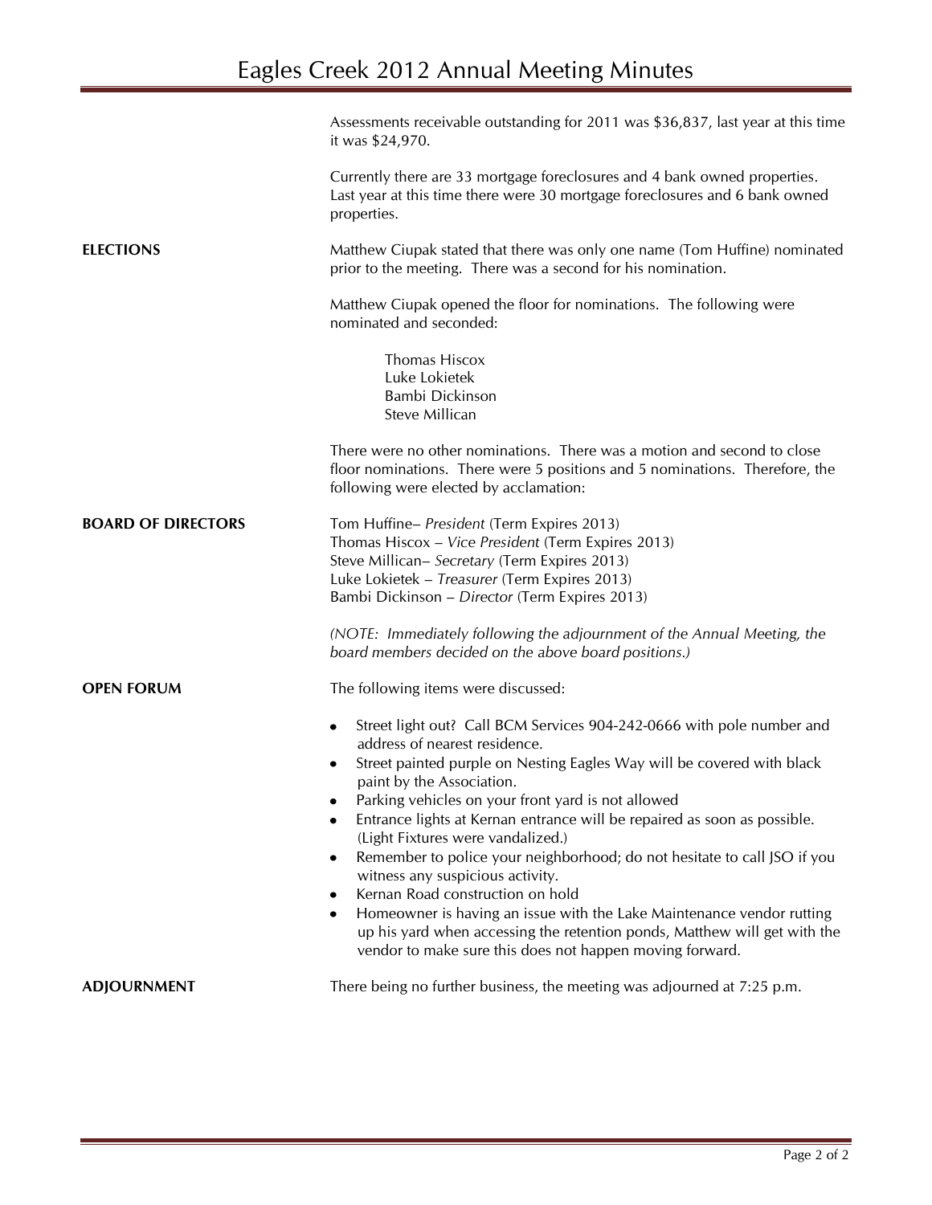Assessments receivable outstanding for 2011 was $36,837, last year at this time it was $24,970.

Currently there are 33 mortgage foreclosures and 4 bank owned properties. Last year at this time there were 30 mortgage foreclosures and 6 bank owned properties.

**ELECTIONS**

Matthew Ciupak stated that there was only one name (Tom Huffine) nominated prior to the meeting. There was a second for his nomination.

Matthew Ciupak opened the floor for nominations. The following were nominated and seconded:

Thomas Hiscox
Luke Lokietek
Bambi Dickinson
Steve Millican

There were no other nominations. There was a motion and second to close floor nominations. There were 5 positions and 5 nominations. Therefore, the following were elected by acclamation:

**BOARD OF DIRECTORS**

Tom Huffine– *President* (Term Expires 2013)
Thomas Hiscox – *Vice President* (Term Expires 2013)
Steve Millican– *Secretary* (Term Expires 2013)
Luke Lokietek – *Treasurer* (Term Expires 2013)
Bambi Dickinson – *Director* (Term Expires 2013)

*(NOTE: Immediately following the adjournment of the Annual Meeting, the board members decided on the above board positions.)*

**OPEN FORUM**

The following items were discussed:

- Street light out? Call BCM Services 904-242-0666 with pole number and address of nearest residence.
- Street painted purple on Nesting Eagles Way will be covered with black paint by the Association.
- Parking vehicles on your front yard is not allowed
- Entrance lights at Kernan entrance will be repaired as soon as possible. (Light Fixtures were vandalized.)
- Remember to police your neighborhood; do not hesitate to call JSO if you witness any suspicious activity.
- Kernan Road construction on hold
- Homeowner is having an issue with the Lake Maintenance vendor rutting up his yard when accessing the retention ponds, Matthew will get with the vendor to make sure this does not happen moving forward.

**ADJOURNMENT**

There being no further business, the meeting was adjourned at 7:25 p.m.